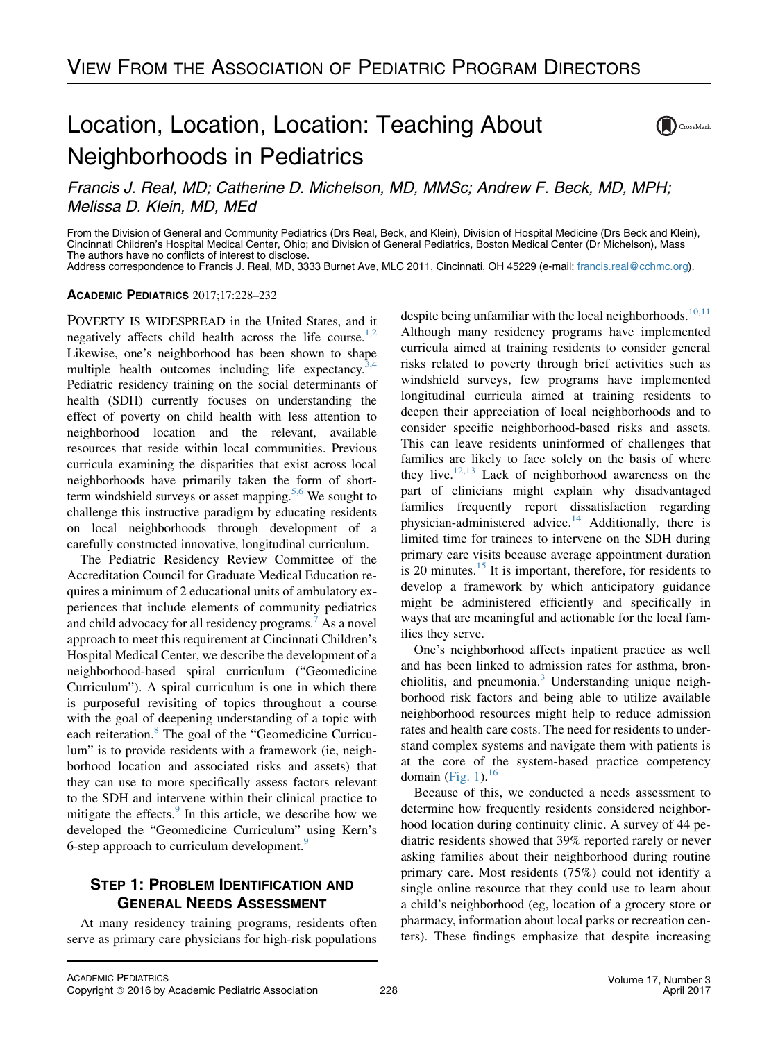# Location, Location, Location: Teaching About Neighborhoods in Pediatrics

*Francis J. Real, MD; Catherine D. Michelson, MD, MMSc; Andrew F. Beck, MD, MPH; Melissa D. Klein, MD, MEd*

From the Division of General and Community Pediatrics (Drs Real, Beck, and Klein), Division of Hospital Medicine (Drs Beck and Klein), Cincinnati Children's Hospital Medical Center, Ohio; and Division of General Pediatrics, Boston Medical Center (Dr Michelson), Mass
The authors have no conflicts of interest to disclose.
Address correspondence to Francis J. Real, MD, 3333 Burnet Ave, MLC 2011, Cincinnati, OH 45229 (e-mail: francis.real@cchmc.org).

POVERTY IS WIDESPREAD in the United States, and it negatively affects child health across the life course.[1,2] Likewise, one's neighborhood has been shown to shape multiple health outcomes including life expectancy.[3,4] Pediatric residency training on the social determinants of health (SDH) currently focuses on understanding the effect of poverty on child health with less attention to neighborhood location and the relevant, available resources that reside within local communities. Previous curricula examining the disparities that exist across local neighborhoods have primarily taken the form of short-term windshield surveys or asset mapping.[5,6] We sought to challenge this instructive paradigm by educating residents on local neighborhoods through development of a carefully constructed innovative, longitudinal curriculum.

The Pediatric Residency Review Committee of the Accreditation Council for Graduate Medical Education requires a minimum of 2 educational units of ambulatory experiences that include elements of community pediatrics and child advocacy for all residency programs.[7] As a novel approach to meet this requirement at Cincinnati Children's Hospital Medical Center, we describe the development of a neighborhood-based spiral curriculum ("Geomedicine Curriculum"). A spiral curriculum is one in which there is purposeful revisiting of topics throughout a course with the goal of deepening understanding of a topic with each reiteration.[8] The goal of the "Geomedicine Curriculum" is to provide residents with a framework (ie, neighborhood location and associated risks and assets) that they can use to more specifically assess factors relevant to the SDH and intervene within their clinical practice to mitigate the effects.[9] In this article, we describe how we developed the "Geomedicine Curriculum" using Kern's 6-step approach to curriculum development.[9]

## Step 1: Problem Identification and General Needs Assessment

At many residency training programs, residents often serve as primary care physicians for high-risk populations despite being unfamiliar with the local neighborhoods.[10,11] Although many residency programs have implemented curricula aimed at training residents to consider general risks related to poverty through brief activities such as windshield surveys, few programs have implemented longitudinal curricula aimed at training residents to deepen their appreciation of local neighborhoods and to consider specific neighborhood-based risks and assets. This can leave residents uninformed of challenges that families are likely to face solely on the basis of where they live.[12,13] Lack of neighborhood awareness on the part of clinicians might explain why disadvantaged families frequently report dissatisfaction regarding physician-administered advice.[14] Additionally, there is limited time for trainees to intervene on the SDH during primary care visits because average appointment duration is 20 minutes.[15] It is important, therefore, for residents to develop a framework by which anticipatory guidance might be administered efficiently and specifically in ways that are meaningful and actionable for the local families they serve.

One's neighborhood affects inpatient practice as well and has been linked to admission rates for asthma, bronchiolitis, and pneumonia.[3] Understanding unique neighborhood risk factors and being able to utilize available neighborhood resources might help to reduce admission rates and health care costs. The need for residents to understand complex systems and navigate them with patients is at the core of the system-based practice competency domain (Fig. 1).[16]

Because of this, we conducted a needs assessment to determine how frequently residents considered neighborhood location during continuity clinic. A survey of 44 pediatric residents showed that 39% reported rarely or never asking families about their neighborhood during routine primary care. Most residents (75%) could not identify a single online resource that they could use to learn about a child's neighborhood (eg, location of a grocery store or pharmacy, information about local parks or recreation centers). These findings emphasize that despite increasing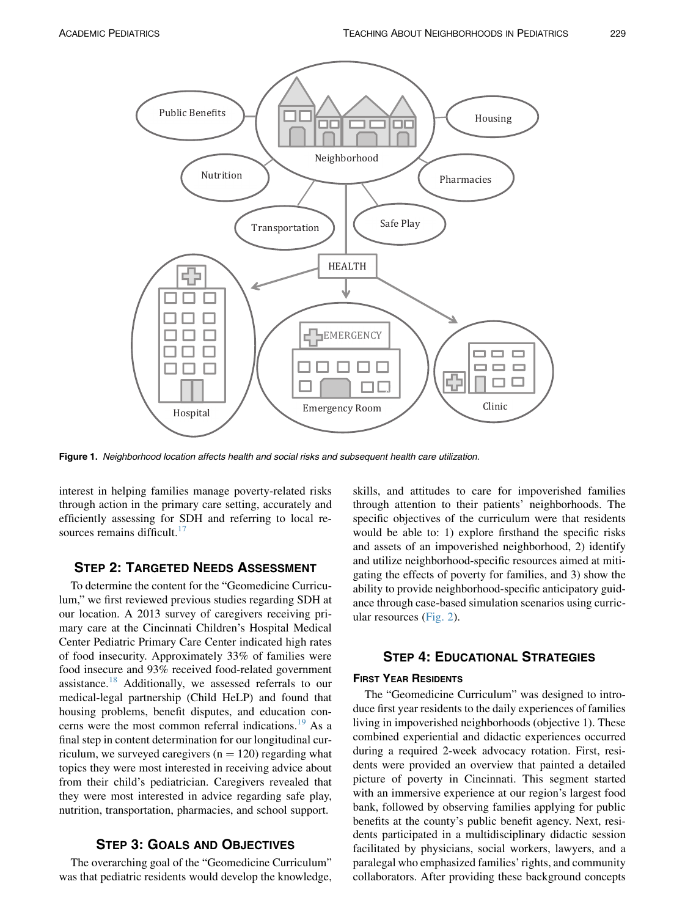**Figure 1.** *Neighborhood location affects health and social risks and subsequent health care utilization.*

interest in helping families manage poverty-related risks through action in the primary care setting, accurately and efficiently assessing for SDH and referring to local resources remains difficult.[17]

## Step 2: Targeted Needs Assessment

To determine the content for the "Geomedicine Curriculum," we first reviewed previous studies regarding SDH at our location. A 2013 survey of caregivers receiving primary care at the Cincinnati Children's Hospital Medical Center Pediatric Primary Care Center indicated high rates of food insecurity. Approximately 33% of families were food insecure and 93% received food-related government assistance.[18] Additionally, we assessed referrals to our medical-legal partnership (Child HeLP) and found that housing problems, benefit disputes, and education concerns were the most common referral indications.[19] As a final step in content determination for our longitudinal curriculum, we surveyed caregivers ($n = 120$) regarding what topics they were most interested in receiving advice about from their child's pediatrician. Caregivers revealed that they were most interested in advice regarding safe play, nutrition, transportation, pharmacies, and school support.

## Step 3: Goals and Objectives

The overarching goal of the "Geomedicine Curriculum" was that pediatric residents would develop the knowledge, skills, and attitudes to care for impoverished families through attention to their patients' neighborhoods. The specific objectives of the curriculum were that residents would be able to: 1) explore firsthand the specific risks and assets of an impoverished neighborhood, 2) identify and utilize neighborhood-specific resources aimed at mitigating the effects of poverty for families, and 3) show the ability to provide neighborhood-specific anticipatory guidance through case-based simulation scenarios using curricular resources (Fig. 2).

## Step 4: Educational Strategies

### First Year Residents

The "Geomedicine Curriculum" was designed to introduce first year residents to the daily experiences of families living in impoverished neighborhoods (objective 1). These combined experiential and didactic experiences occurred during a required 2-week advocacy rotation. First, residents were provided an overview that painted a detailed picture of poverty in Cincinnati. This segment started with an immersive experience at our region's largest food bank, followed by observing families applying for public benefits at the county's public benefit agency. Next, residents participated in a multidisciplinary didactic session facilitated by physicians, social workers, lawyers, and a paralegal who emphasized families' rights, and community collaborators. After providing these background concepts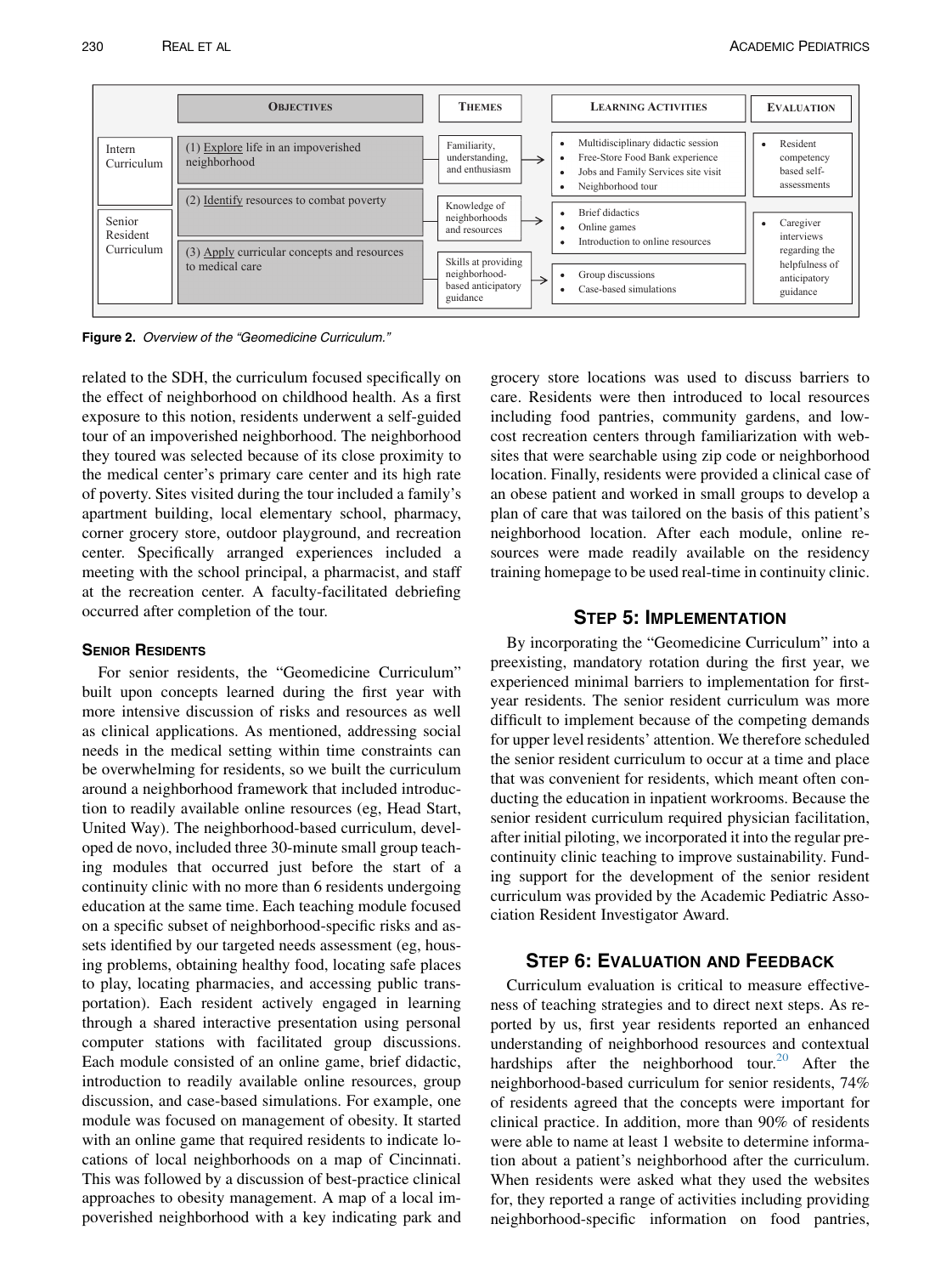| | Objectives | Themes | Learning Activities | Evaluation |
|---|---|---|---|---|
| Intern Curriculum | (1) Explore life in an impoverished neighborhood | Familiarity, understanding, and enthusiasm | • Multidisciplinary didactic session<br>• Free-Store Food Bank experience<br>• Jobs and Family Services site visit<br>• Neighborhood tour | • Resident competency based self-assessments |
| Senior Resident Curriculum | (2) Identify resources to combat poverty | Knowledge of neighborhoods and resources | • Brief didactics<br>• Online games<br>• Introduction to online resources | • Caregiver interviews regarding the helpfulness of anticipatory guidance |
| | (3) Apply curricular concepts and resources to medical care | Skills at providing neighborhood-based anticipatory guidance | • Group discussions<br>• Case-based simulations | |

**Figure 2.** *Overview of the "Geomedicine Curriculum."*

related to the SDH, the curriculum focused specifically on the effect of neighborhood on childhood health. As a first exposure to this notion, residents underwent a self-guided tour of an impoverished neighborhood. The neighborhood they toured was selected because of its close proximity to the medical center's primary care center and its high rate of poverty. Sites visited during the tour included a family's apartment building, local elementary school, pharmacy, corner grocery store, outdoor playground, and recreation center. Specifically arranged experiences included a meeting with the school principal, a pharmacist, and staff at the recreation center. A faculty-facilitated debriefing occurred after completion of the tour.

### Senior Residents

For senior residents, the "Geomedicine Curriculum" built upon concepts learned during the first year with more intensive discussion of risks and resources as well as clinical applications. As mentioned, addressing social needs in the medical setting within time constraints can be overwhelming for residents, so we built the curriculum around a neighborhood framework that included introduction to readily available online resources (eg, Head Start, United Way). The neighborhood-based curriculum, developed de novo, included three 30-minute small group teaching modules that occurred just before the start of a continuity clinic with no more than 6 residents undergoing education at the same time. Each teaching module focused on a specific subset of neighborhood-specific risks and assets identified by our targeted needs assessment (eg, housing problems, obtaining healthy food, locating safe places to play, locating pharmacies, and accessing public transportation). Each resident actively engaged in learning through a shared interactive presentation using personal computer stations with facilitated group discussions. Each module consisted of an online game, brief didactic, introduction to readily available online resources, group discussion, and case-based simulations. For example, one module was focused on management of obesity. It started with an online game that required residents to indicate locations of local neighborhoods on a map of Cincinnati. This was followed by a discussion of best-practice clinical approaches to obesity management. A map of a local impoverished neighborhood with a key indicating park and grocery store locations was used to discuss barriers to care. Residents were then introduced to local resources including food pantries, community gardens, and low-cost recreation centers through familiarization with websites that were searchable using zip code or neighborhood location. Finally, residents were provided a clinical case of an obese patient and worked in small groups to develop a plan of care that was tailored on the basis of this patient's neighborhood location. After each module, online resources were made readily available on the residency training homepage to be used real-time in continuity clinic.

## Step 5: Implementation

By incorporating the "Geomedicine Curriculum" into a preexisting, mandatory rotation during the first year, we experienced minimal barriers to implementation for first-year residents. The senior resident curriculum was more difficult to implement because of the competing demands for upper level residents' attention. We therefore scheduled the senior resident curriculum to occur at a time and place that was convenient for residents, which meant often conducting the education in inpatient workrooms. Because the senior resident curriculum required physician facilitation, after initial piloting, we incorporated it into the regular pre-continuity clinic teaching to improve sustainability. Funding support for the development of the senior resident curriculum was provided by the Academic Pediatric Association Resident Investigator Award.

## Step 6: Evaluation and Feedback

Curriculum evaluation is critical to measure effectiveness of teaching strategies and to direct next steps. As reported by us, first year residents reported an enhanced understanding of neighborhood resources and contextual hardships after the neighborhood tour.[20] After the neighborhood-based curriculum for senior residents, 74% of residents agreed that the concepts were important for clinical practice. In addition, more than 90% of residents were able to name at least 1 website to determine information about a patient's neighborhood after the curriculum. When residents were asked what they used the websites for, they reported a range of activities including providing neighborhood-specific information on food pantries,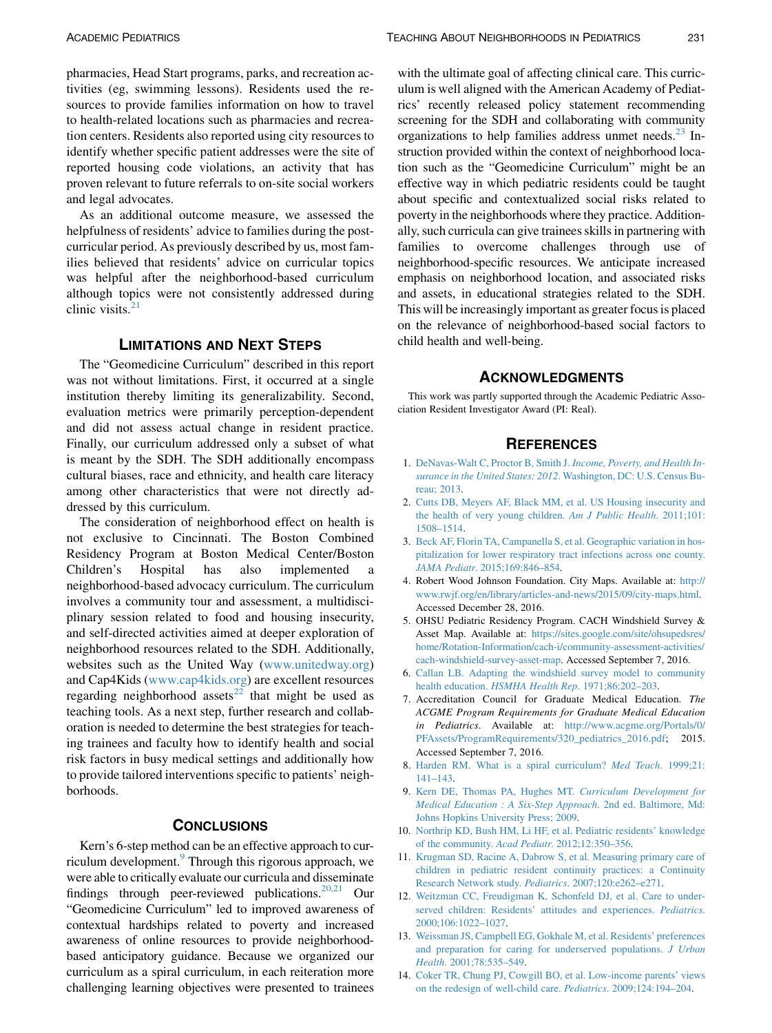pharmacies, Head Start programs, parks, and recreation activities (eg, swimming lessons). Residents used the resources to provide families information on how to travel to health-related locations such as pharmacies and recreation centers. Residents also reported using city resources to identify whether specific patient addresses were the site of reported housing code violations, an activity that has proven relevant to future referrals to on-site social workers and legal advocates.

As an additional outcome measure, we assessed the helpfulness of residents' advice to families during the post-curricular period. As previously described by us, most families believed that residents' advice on curricular topics was helpful after the neighborhood-based curriculum although topics were not consistently addressed during clinic visits.[21]

## Limitations and Next Steps

The "Geomedicine Curriculum" described in this report was not without limitations. First, it occurred at a single institution thereby limiting its generalizability. Second, evaluation metrics were primarily perception-dependent and did not assess actual change in resident practice. Finally, our curriculum addressed only a subset of what is meant by the SDH. The SDH additionally encompass cultural biases, race and ethnicity, and health care literacy among other characteristics that were not directly addressed by this curriculum.

The consideration of neighborhood effect on health is not exclusive to Cincinnati. The Boston Combined Residency Program at Boston Medical Center/Boston Children's Hospital has also implemented a neighborhood-based advocacy curriculum. The curriculum involves a community tour and assessment, a multidisciplinary session related to food and housing insecurity, and self-directed activities aimed at deeper exploration of neighborhood resources related to the SDH. Additionally, websites such as the United Way (www.unitedway.org) and Cap4Kids (www.cap4kids.org) are excellent resources regarding neighborhood assets[22] that might be used as teaching tools. As a next step, further research and collaboration is needed to determine the best strategies for teaching trainees and faculty how to identify health and social risk factors in busy medical settings and additionally how to provide tailored interventions specific to patients' neighborhoods.

## Conclusions

Kern's 6-step method can be an effective approach to curriculum development.[9] Through this rigorous approach, we were able to critically evaluate our curricula and disseminate findings through peer-reviewed publications.[20,21] Our "Geomedicine Curriculum" led to improved awareness of contextual hardships related to poverty and increased awareness of online resources to provide neighborhood-based anticipatory guidance. Because we organized our curriculum as a spiral curriculum, in each reiteration more challenging learning objectives were presented to trainees with the ultimate goal of affecting clinical care. This curriculum is well aligned with the American Academy of Pediatrics' recently released policy statement recommending screening for the SDH and collaborating with community organizations to help families address unmet needs.[23] Instruction provided within the context of neighborhood location such as the "Geomedicine Curriculum" might be an effective way in which pediatric residents could be taught about specific and contextualized social risks related to poverty in the neighborhoods where they practice. Additionally, such curricula can give trainees skills in partnering with families to overcome challenges through use of neighborhood-specific resources. We anticipate increased emphasis on neighborhood location, and associated risks and assets, in educational strategies related to the SDH. This will be increasingly important as greater focus is placed on the relevance of neighborhood-based social factors to child health and well-being.

## Acknowledgments

This work was partly supported through the Academic Pediatric Association Resident Investigator Award (PI: Real).

## References

1. DeNavas-Walt C, Proctor B, Smith J. *Income, Poverty, and Health Insurance in the United States: 2012*. Washington, DC: U.S. Census Bureau; 2013.
2. Cutts DB, Meyers AF, Black MM, et al. US Housing insecurity and the health of very young children. *Am J Public Health*. 2011;101:1508–1514.
3. Beck AF, Florin TA, Campanella S, et al. Geographic variation in hospitalization for lower respiratory tract infections across one county. *JAMA Pediatr*. 2015;169:846–854.
4. Robert Wood Johnson Foundation. City Maps. Available at: http://www.rwjf.org/en/library/articles-and-news/2015/09/city-maps.html. Accessed December 28, 2016.
5. OHSU Pediatric Residency Program. CACH Windshield Survey & Asset Map. Available at: https://sites.google.com/site/ohsupedsres/home/Rotation-Information/cach-i/community-assessment-activities/cach-windshield-survey-asset-map. Accessed September 7, 2016.
6. Callan LB. Adapting the windshield survey model to community health education. *HSMHA Health Rep*. 1971;86:202–203.
7. Accreditation Council for Graduate Medical Education. *The ACGME Program Requirements for Graduate Medical Education in Pediatrics*. Available at: http://www.acgme.org/Portals/0/PFAssets/ProgramRequirements/320_pediatrics_2016.pdf; 2015. Accessed September 7, 2016.
8. Harden RM. What is a spiral curriculum? *Med Teach*. 1999;21:141–143.
9. Kern DE, Thomas PA, Hughes MT. *Curriculum Development for Medical Education : A Six-Step Approach*. 2nd ed. Baltimore, Md: Johns Hopkins University Press; 2009.
10. Northrip KD, Bush HM, Li HF, et al. Pediatric residents' knowledge of the community. *Acad Pediatr*. 2012;12:350–356.
11. Krugman SD, Racine A, Dabrow S, et al. Measuring primary care of children in pediatric resident continuity practices: a Continuity Research Network study. *Pediatrics*. 2007;120:e262–e271.
12. Weitzman CC, Freudigman K, Schonfeld DJ, et al. Care to underserved children: Residents' attitudes and experiences. *Pediatrics*. 2000;106:1022–1027.
13. Weissman JS, Campbell EG, Gokhale M, et al. Residents' preferences and preparation for caring for underserved populations. *J Urban Health*. 2001;78:535–549.
14. Coker TR, Chung PJ, Cowgill BO, et al. Low-income parents' views on the redesign of well-child care. *Pediatrics*. 2009;124:194–204.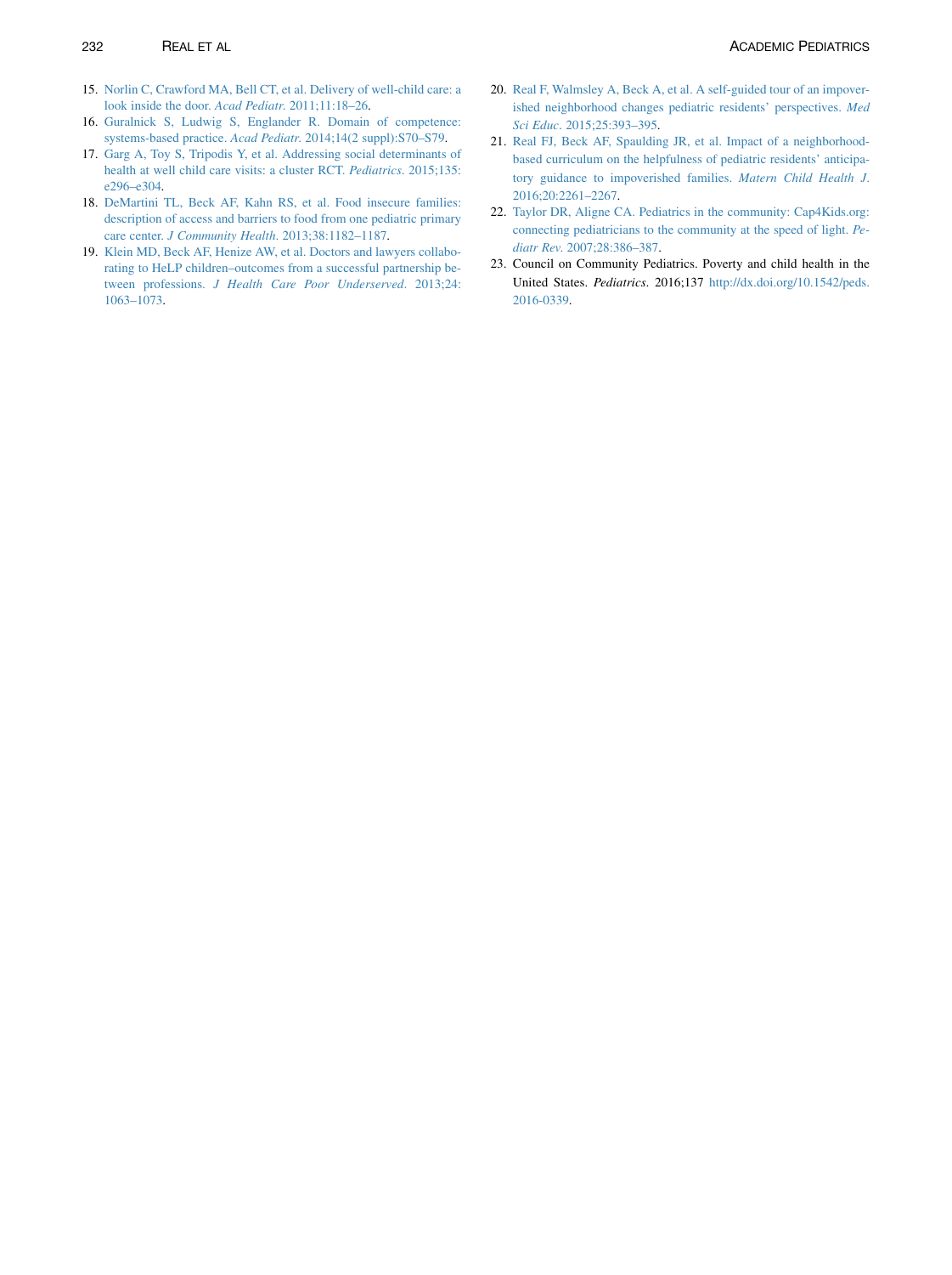15. Norlin C, Crawford MA, Bell CT, et al. Delivery of well-child care: a look inside the door. *Acad Pediatr*. 2011;11:18–26.
16. Guralnick S, Ludwig S, Englander R. Domain of competence: systems-based practice. *Acad Pediatr*. 2014;14(2 suppl):S70–S79.
17. Garg A, Toy S, Tripodis Y, et al. Addressing social determinants of health at well child care visits: a cluster RCT. *Pediatrics*. 2015;135:e296–e304.
18. DeMartini TL, Beck AF, Kahn RS, et al. Food insecure families: description of access and barriers to food from one pediatric primary care center. *J Community Health*. 2013;38:1182–1187.
19. Klein MD, Beck AF, Henize AW, et al. Doctors and lawyers collaborating to HeLP children–outcomes from a successful partnership between professions. *J Health Care Poor Underserved*. 2013;24:1063–1073.
20. Real F, Walmsley A, Beck A, et al. A self-guided tour of an impoverished neighborhood changes pediatric residents' perspectives. *Med Sci Educ*. 2015;25:393–395.
21. Real FJ, Beck AF, Spaulding JR, et al. Impact of a neighborhood-based curriculum on the helpfulness of pediatric residents' anticipatory guidance to impoverished families. *Matern Child Health J*. 2016;20:2261–2267.
22. Taylor DR, Aligne CA. Pediatrics in the community: Cap4Kids.org: connecting pediatricians to the community at the speed of light. *Pediatr Rev*. 2007;28:386–387.
23. Council on Community Pediatrics. Poverty and child health in the United States. *Pediatrics*. 2016;137 http://dx.doi.org/10.1542/peds.2016-0339.